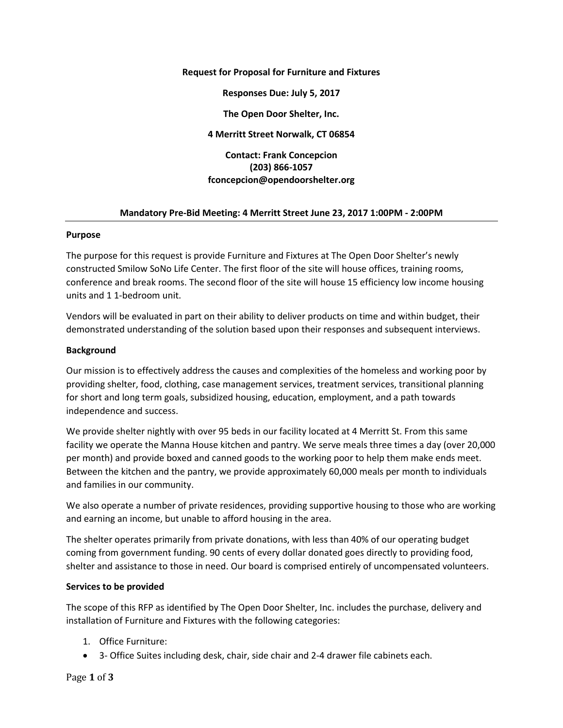**Request for Proposal for Furniture and Fixtures**

**Responses Due: July 5, 2017**

**The Open Door Shelter, Inc.**

**4 Merritt Street Norwalk, CT 06854**

**Contact: Frank Concepcion**
**(203) 866-1057**
**fconcepcion@opendoorshelter.org**

**Mandatory Pre-Bid Meeting: 4 Merritt Street June 23, 2017 1:00PM - 2:00PM**

---

## Purpose

The purpose for this request is provide Furniture and Fixtures at The Open Door Shelter's newly constructed Smilow SoNo Life Center. The first floor of the site will house offices, training rooms, conference and break rooms. The second floor of the site will house 15 efficiency low income housing units and 1 1-bedroom unit.

Vendors will be evaluated in part on their ability to deliver products on time and within budget, their demonstrated understanding of the solution based upon their responses and subsequent interviews.

## Background

Our mission is to effectively address the causes and complexities of the homeless and working poor by providing shelter, food, clothing, case management services, treatment services, transitional planning for short and long term goals, subsidized housing, education, employment, and a path towards independence and success.

We provide shelter nightly with over 95 beds in our facility located at 4 Merritt St. From this same facility we operate the Manna House kitchen and pantry. We serve meals three times a day (over 20,000 per month) and provide boxed and canned goods to the working poor to help them make ends meet. Between the kitchen and the pantry, we provide approximately 60,000 meals per month to individuals and families in our community.

We also operate a number of private residences, providing supportive housing to those who are working and earning an income, but unable to afford housing in the area.

The shelter operates primarily from private donations, with less than 40% of our operating budget coming from government funding. 90 cents of every dollar donated goes directly to providing food, shelter and assistance to those in need. Our board is comprised entirely of uncompensated volunteers.

## Services to be provided

The scope of this RFP as identified by The Open Door Shelter, Inc. includes the purchase, delivery and installation of Furniture and Fixtures with the following categories:

1. Office Furniture:
- 3- Office Suites including desk, chair, side chair and 2-4 drawer file cabinets each.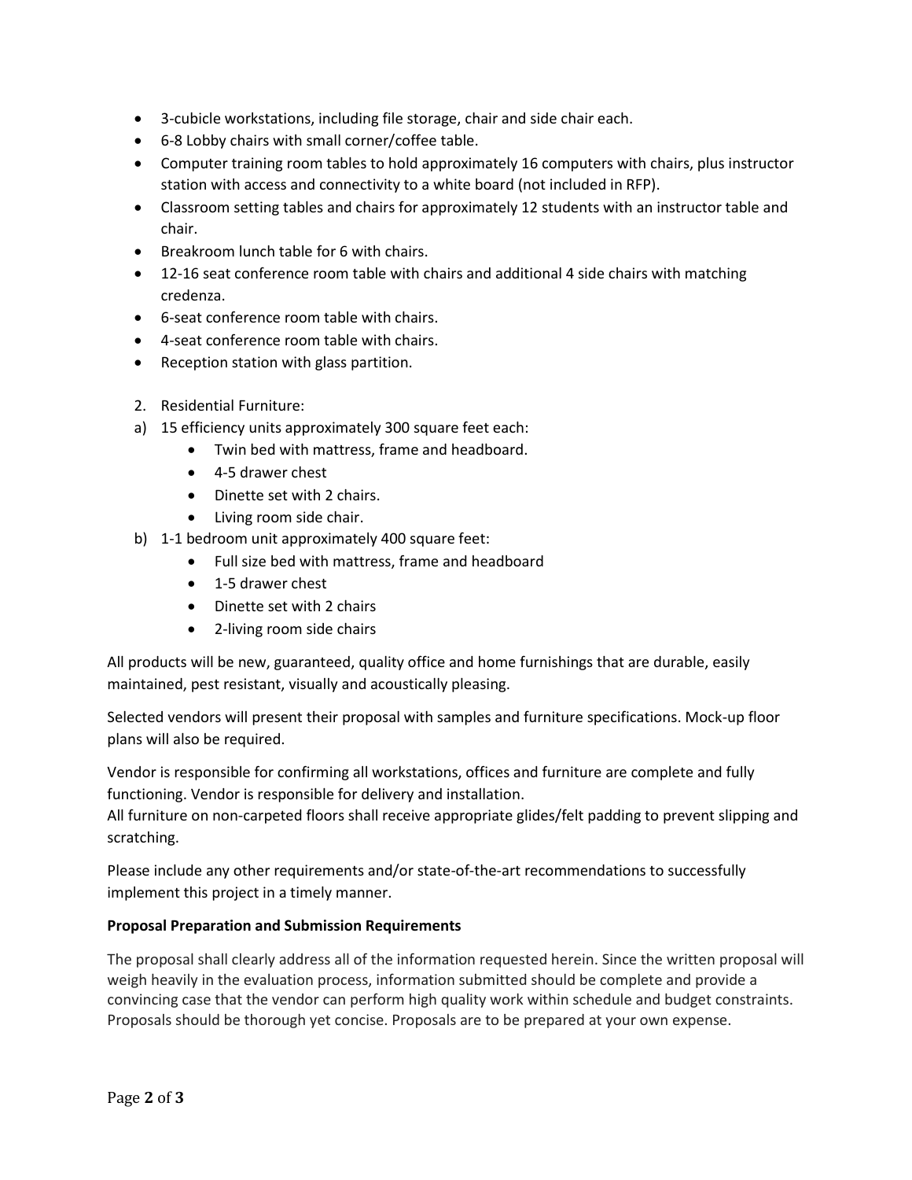- 3-cubicle workstations, including file storage, chair and side chair each.
- 6-8 Lobby chairs with small corner/coffee table.
- Computer training room tables to hold approximately 16 computers with chairs, plus instructor station with access and connectivity to a white board (not included in RFP).
- Classroom setting tables and chairs for approximately 12 students with an instructor table and chair.
- Breakroom lunch table for 6 with chairs.
- 12-16 seat conference room table with chairs and additional 4 side chairs with matching credenza.
- 6-seat conference room table with chairs.
- 4-seat conference room table with chairs.
- Reception station with glass partition.

2. Residential Furniture:

a) 15 efficiency units approximately 300 square feet each:
   - Twin bed with mattress, frame and headboard.
   - 4-5 drawer chest
   - Dinette set with 2 chairs.
   - Living room side chair.

b) 1-1 bedroom unit approximately 400 square feet:
   - Full size bed with mattress, frame and headboard
   - 1-5 drawer chest
   - Dinette set with 2 chairs
   - 2-living room side chairs

All products will be new, guaranteed, quality office and home furnishings that are durable, easily maintained, pest resistant, visually and acoustically pleasing.

Selected vendors will present their proposal with samples and furniture specifications. Mock-up floor plans will also be required.

Vendor is responsible for confirming all workstations, offices and furniture are complete and fully functioning. Vendor is responsible for delivery and installation.
All furniture on non-carpeted floors shall receive appropriate glides/felt padding to prevent slipping and scratching.

Please include any other requirements and/or state-of-the-art recommendations to successfully implement this project in a timely manner.

**Proposal Preparation and Submission Requirements**

The proposal shall clearly address all of the information requested herein. Since the written proposal will weigh heavily in the evaluation process, information submitted should be complete and provide a convincing case that the vendor can perform high quality work within schedule and budget constraints. Proposals should be thorough yet concise. Proposals are to be prepared at your own expense.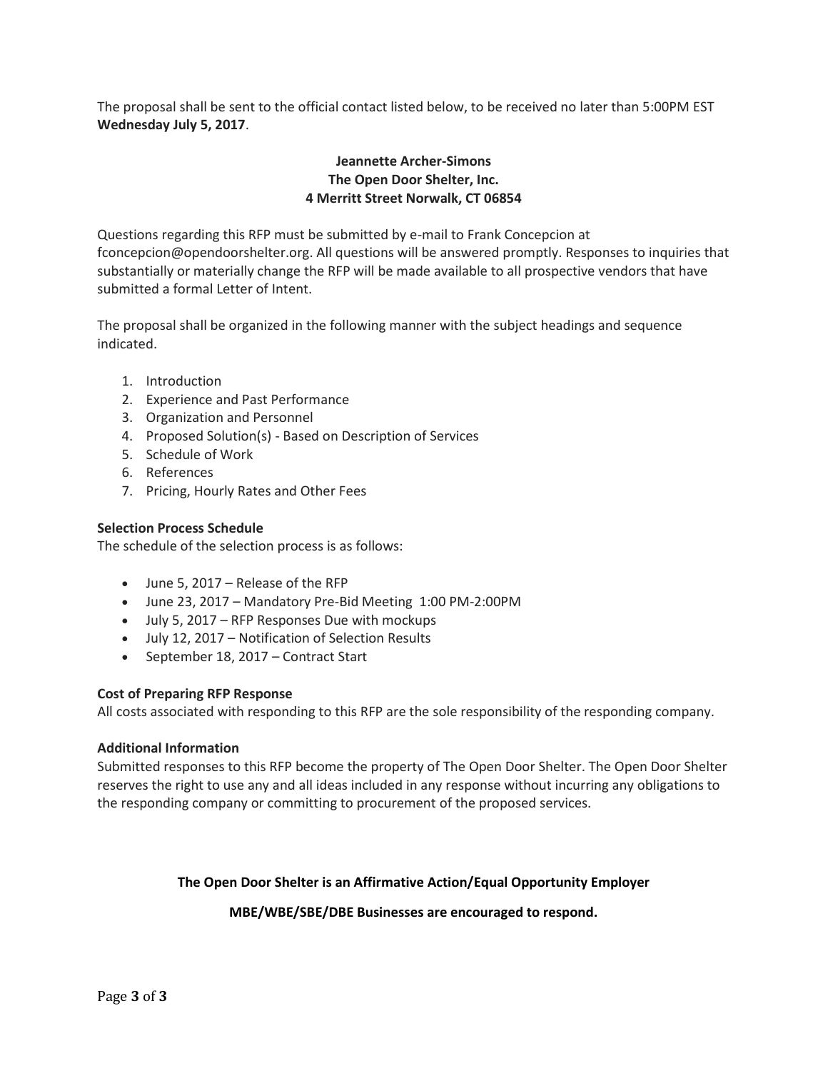The proposal shall be sent to the official contact listed below, to be received no later than 5:00PM EST **Wednesday July 5, 2017**.

**Jeannette Archer-Simons**
**The Open Door Shelter, Inc.**
**4 Merritt Street Norwalk, CT 06854**

Questions regarding this RFP must be submitted by e-mail to Frank Concepcion at fconcepcion@opendoorshelter.org. All questions will be answered promptly. Responses to inquiries that substantially or materially change the RFP will be made available to all prospective vendors that have submitted a formal Letter of Intent.

The proposal shall be organized in the following manner with the subject headings and sequence indicated.

1. Introduction
2. Experience and Past Performance
3. Organization and Personnel
4. Proposed Solution(s) - Based on Description of Services
5. Schedule of Work
6. References
7. Pricing, Hourly Rates and Other Fees

**Selection Process Schedule**

The schedule of the selection process is as follows:

- June 5, 2017 – Release of the RFP
- June 23, 2017 – Mandatory Pre-Bid Meeting 1:00 PM-2:00PM
- July 5, 2017 – RFP Responses Due with mockups
- July 12, 2017 – Notification of Selection Results
- September 18, 2017 – Contract Start

**Cost of Preparing RFP Response**

All costs associated with responding to this RFP are the sole responsibility of the responding company.

**Additional Information**

Submitted responses to this RFP become the property of The Open Door Shelter. The Open Door Shelter reserves the right to use any and all ideas included in any response without incurring any obligations to the responding company or committing to procurement of the proposed services.

**The Open Door Shelter is an Affirmative Action/Equal Opportunity Employer**

**MBE/WBE/SBE/DBE Businesses are encouraged to respond.**